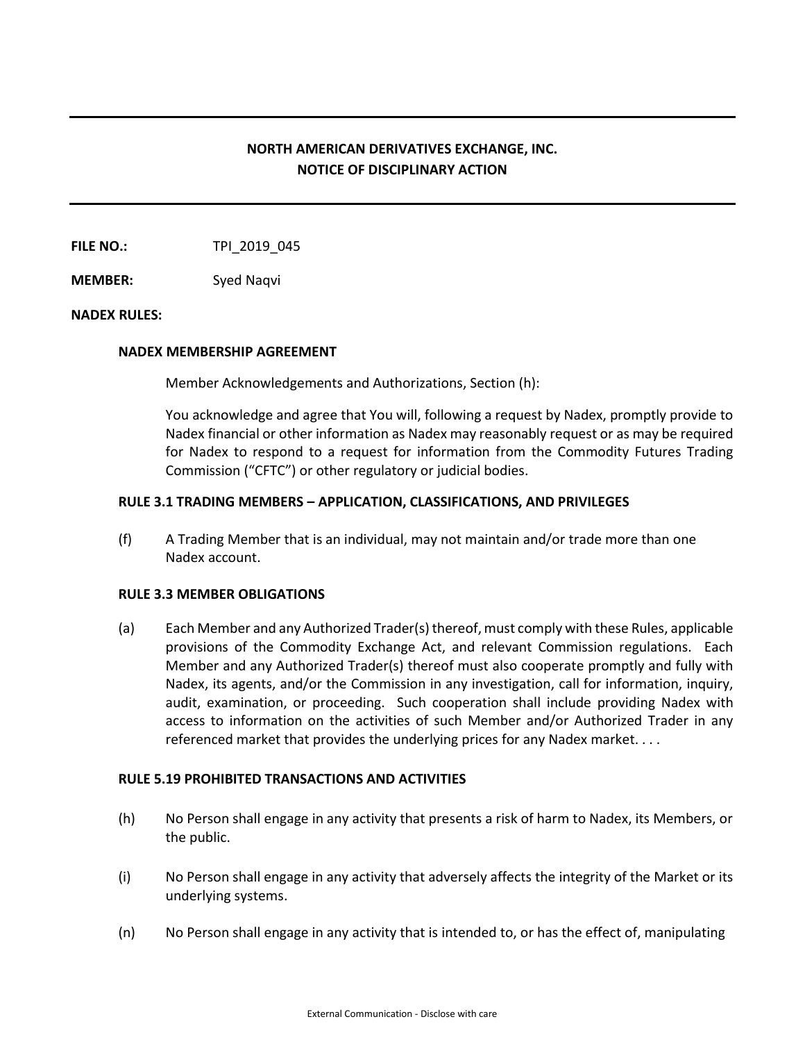# NORTH AMERICAN DERIVATIVES EXCHANGE, INC.
# NOTICE OF DISCIPLINARY ACTION

**FILE NO.:** TPI_2019_045

**MEMBER:** Syed Naqvi

**NADEX RULES:**

**NADEX MEMBERSHIP AGREEMENT**

Member Acknowledgements and Authorizations, Section (h):

You acknowledge and agree that You will, following a request by Nadex, promptly provide to Nadex financial or other information as Nadex may reasonably request or as may be required for Nadex to respond to a request for information from the Commodity Futures Trading Commission ("CFTC") or other regulatory or judicial bodies.

**RULE 3.1 TRADING MEMBERS – APPLICATION, CLASSIFICATIONS, AND PRIVILEGES**

(f) A Trading Member that is an individual, may not maintain and/or trade more than one Nadex account.

**RULE 3.3 MEMBER OBLIGATIONS**

(a) Each Member and any Authorized Trader(s) thereof, must comply with these Rules, applicable provisions of the Commodity Exchange Act, and relevant Commission regulations. Each Member and any Authorized Trader(s) thereof must also cooperate promptly and fully with Nadex, its agents, and/or the Commission in any investigation, call for information, inquiry, audit, examination, or proceeding. Such cooperation shall include providing Nadex with access to information on the activities of such Member and/or Authorized Trader in any referenced market that provides the underlying prices for any Nadex market. . . .

**RULE 5.19 PROHIBITED TRANSACTIONS AND ACTIVITIES**

(h) No Person shall engage in any activity that presents a risk of harm to Nadex, its Members, or the public.

(i) No Person shall engage in any activity that adversely affects the integrity of the Market or its underlying systems.

(n) No Person shall engage in any activity that is intended to, or has the effect of, manipulating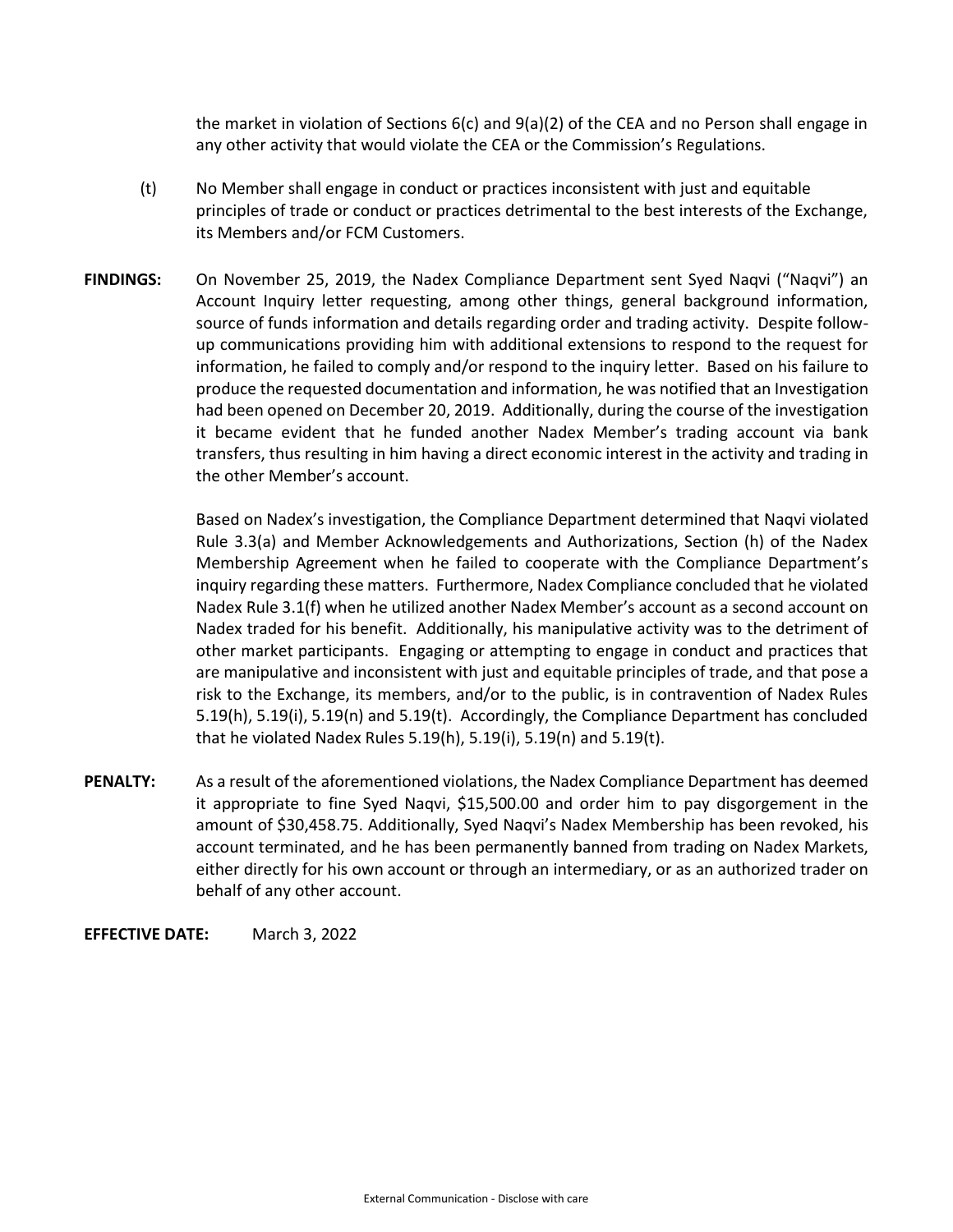the market in violation of Sections 6(c) and 9(a)(2) of the CEA and no Person shall engage in any other activity that would violate the CEA or the Commission's Regulations.

(t) No Member shall engage in conduct or practices inconsistent with just and equitable principles of trade or conduct or practices detrimental to the best interests of the Exchange, its Members and/or FCM Customers.

**FINDINGS:** On November 25, 2019, the Nadex Compliance Department sent Syed Naqvi ("Naqvi") an Account Inquiry letter requesting, among other things, general background information, source of funds information and details regarding order and trading activity. Despite follow-up communications providing him with additional extensions to respond to the request for information, he failed to comply and/or respond to the inquiry letter. Based on his failure to produce the requested documentation and information, he was notified that an Investigation had been opened on December 20, 2019. Additionally, during the course of the investigation it became evident that he funded another Nadex Member's trading account via bank transfers, thus resulting in him having a direct economic interest in the activity and trading in the other Member's account.

Based on Nadex's investigation, the Compliance Department determined that Naqvi violated Rule 3.3(a) and Member Acknowledgements and Authorizations, Section (h) of the Nadex Membership Agreement when he failed to cooperate with the Compliance Department's inquiry regarding these matters. Furthermore, Nadex Compliance concluded that he violated Nadex Rule 3.1(f) when he utilized another Nadex Member's account as a second account on Nadex traded for his benefit. Additionally, his manipulative activity was to the detriment of other market participants. Engaging or attempting to engage in conduct and practices that are manipulative and inconsistent with just and equitable principles of trade, and that pose a risk to the Exchange, its members, and/or to the public, is in contravention of Nadex Rules 5.19(h), 5.19(i), 5.19(n) and 5.19(t). Accordingly, the Compliance Department has concluded that he violated Nadex Rules 5.19(h), 5.19(i), 5.19(n) and 5.19(t).

**PENALTY:** As a result of the aforementioned violations, the Nadex Compliance Department has deemed it appropriate to fine Syed Naqvi, $15,500.00 and order him to pay disgorgement in the amount of $30,458.75. Additionally, Syed Naqvi's Nadex Membership has been revoked, his account terminated, and he has been permanently banned from trading on Nadex Markets, either directly for his own account or through an intermediary, or as an authorized trader on behalf of any other account.

**EFFECTIVE DATE:** March 3, 2022

External Communication - Disclose with care